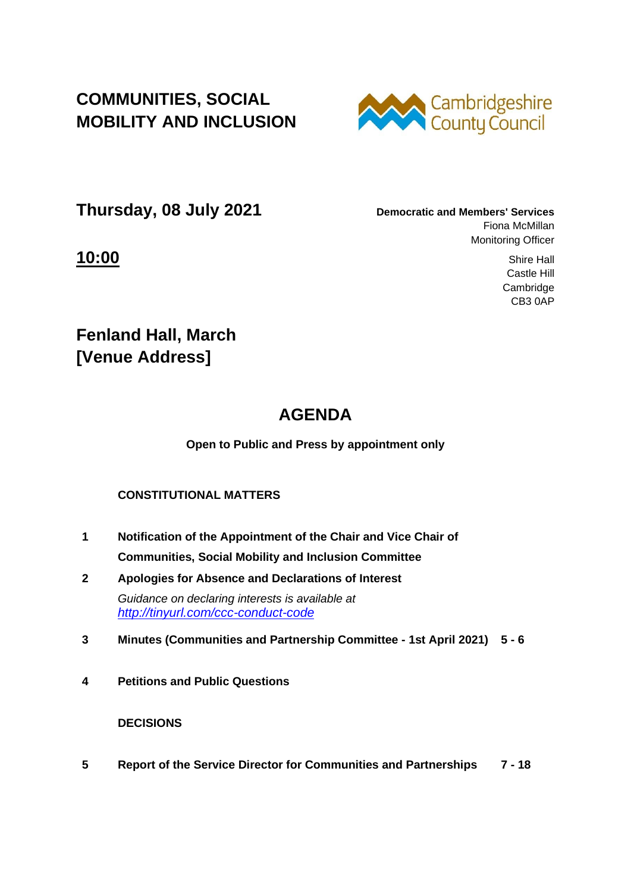# COMMUNITIES, SOCIAL MOBILITY AND INCLUSION

Cambridgeshire County Council

## Thursday, 08 July 2021

**Democratic and Members' Services**
Fiona McMillan
Monitoring Officer

## 10:00

Shire Hall
Castle Hill
Cambridge
CB3 0AP

## Fenland Hall, March [Venue Address]

# AGENDA

**Open to Public and Press by appointment only**

**CONSTITUTIONAL MATTERS**

| | | |
|---|---|---|
| **1** | **Notification of the Appointment of the Chair and Vice Chair of Communities, Social Mobility and Inclusion Committee** | |
| **2** | **Apologies for Absence and Declarations of Interest**<br>*Guidance on declaring interests is available at http://tinyurl.com/ccc-conduct-code* | |
| **3** | **Minutes (Communities and Partnership Committee - 1st April 2021)** | **5 - 6** |
| **4** | **Petitions and Public Questions** | |

**DECISIONS**

| | | |
|---|---|---|
| **5** | **Report of the Service Director for Communities and Partnerships** | **7 - 18** |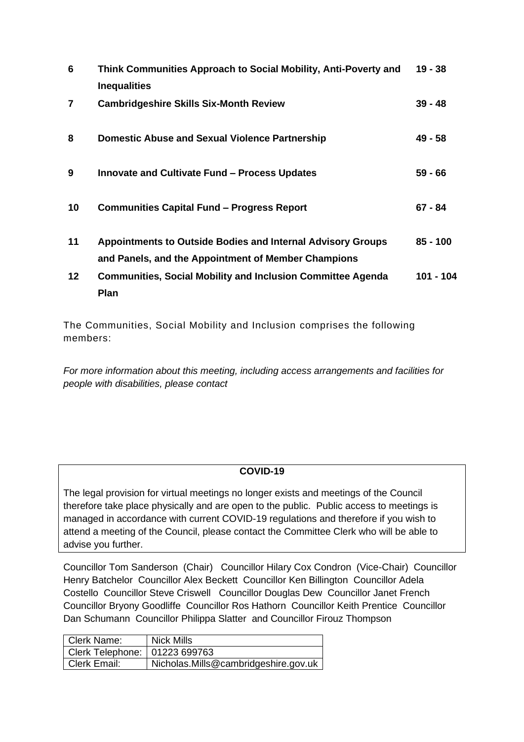| | | |
|---|---|---|
| **6** | **Think Communities Approach to Social Mobility, Anti-Poverty and Inequalities** | **19 - 38** |
| **7** | **Cambridgeshire Skills Six-Month Review** | **39 - 48** |
| **8** | **Domestic Abuse and Sexual Violence Partnership** | **49 - 58** |
| **9** | **Innovate and Cultivate Fund – Process Updates** | **59 - 66** |
| **10** | **Communities Capital Fund – Progress Report** | **67 - 84** |
| **11** | **Appointments to Outside Bodies and Internal Advisory Groups and Panels, and the Appointment of Member Champions** | **85 - 100** |
| **12** | **Communities, Social Mobility and Inclusion Committee Agenda Plan** | **101 - 104** |

The Communities, Social Mobility and Inclusion comprises the following members:

*For more information about this meeting, including access arrangements and facilities for people with disabilities, please contact*

**COVID-19**

The legal provision for virtual meetings no longer exists and meetings of the Council therefore take place physically and are open to the public. Public access to meetings is managed in accordance with current COVID-19 regulations and therefore if you wish to attend a meeting of the Council, please contact the Committee Clerk who will be able to advise you further.

Councillor Tom Sanderson (Chair) Councillor Hilary Cox Condron (Vice-Chair) Councillor Henry Batchelor Councillor Alex Beckett Councillor Ken Billington Councillor Adela Costello Councillor Steve Criswell Councillor Douglas Dew Councillor Janet French Councillor Bryony Goodliffe Councillor Ros Hathorn Councillor Keith Prentice Councillor Dan Schumann Councillor Philippa Slatter and Councillor Firouz Thompson

| | |
|---|---|
| Clerk Name: | Nick Mills |
| Clerk Telephone: | 01223 699763 |
| Clerk Email: | Nicholas.Mills@cambridgeshire.gov.uk |